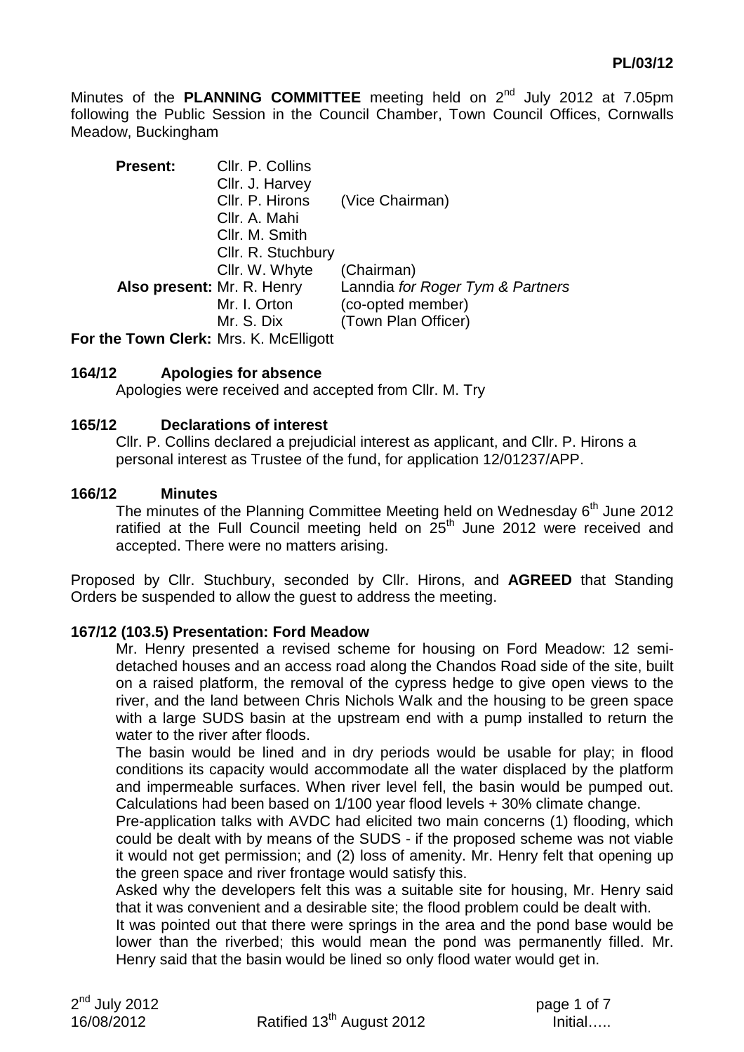**PL/03/12**

Minutes of the **PLANNING COMMITTEE** meeting held on 2nd July 2012 at 7.05pm following the Public Session in the Council Chamber, Town Council Offices, Cornwalls Meadow, Buckingham

| | | |
|---|---|---|
| **Present:** | Cllr. P. Collins | |
| | Cllr. J. Harvey | |
| | Cllr. P. Hirons | (Vice Chairman) |
| | Cllr. A. Mahi | |
| | Cllr. M. Smith | |
| | Cllr. R. Stuchbury | |
| | Cllr. W. Whyte | (Chairman) |
| **Also present:** | Mr. R. Henry | Lanndia *for Roger Tym & Partners* |
| | Mr. I. Orton | (co-opted member) |
| | Mr. S. Dix | (Town Plan Officer) |
| **For the Town Clerk:** | Mrs. K. McElligott | |

### 164/12 Apologies for absence

Apologies were received and accepted from Cllr. M. Try

### 165/12 Declarations of interest

Cllr. P. Collins declared a prejudicial interest as applicant, and Cllr. P. Hirons a personal interest as Trustee of the fund, for application 12/01237/APP.

### 166/12 Minutes

The minutes of the Planning Committee Meeting held on Wednesday 6th June 2012 ratified at the Full Council meeting held on 25th June 2012 were received and accepted. There were no matters arising.

Proposed by Cllr. Stuchbury, seconded by Cllr. Hirons, and **AGREED** that Standing Orders be suspended to allow the guest to address the meeting.

### 167/12 (103.5) Presentation: Ford Meadow

Mr. Henry presented a revised scheme for housing on Ford Meadow: 12 semi-detached houses and an access road along the Chandos Road side of the site, built on a raised platform, the removal of the cypress hedge to give open views to the river, and the land between Chris Nichols Walk and the housing to be green space with a large SUDS basin at the upstream end with a pump installed to return the water to the river after floods.

The basin would be lined and in dry periods would be usable for play; in flood conditions its capacity would accommodate all the water displaced by the platform and impermeable surfaces. When river level fell, the basin would be pumped out. Calculations had been based on 1/100 year flood levels + 30% climate change.

Pre-application talks with AVDC had elicited two main concerns (1) flooding, which could be dealt with by means of the SUDS - if the proposed scheme was not viable it would not get permission; and (2) loss of amenity. Mr. Henry felt that opening up the green space and river frontage would satisfy this.

Asked why the developers felt this was a suitable site for housing, Mr. Henry said that it was convenient and a desirable site; the flood problem could be dealt with.

It was pointed out that there were springs in the area and the pond base would be lower than the riverbed; this would mean the pond was permanently filled. Mr. Henry said that the basin would be lined so only flood water would get in.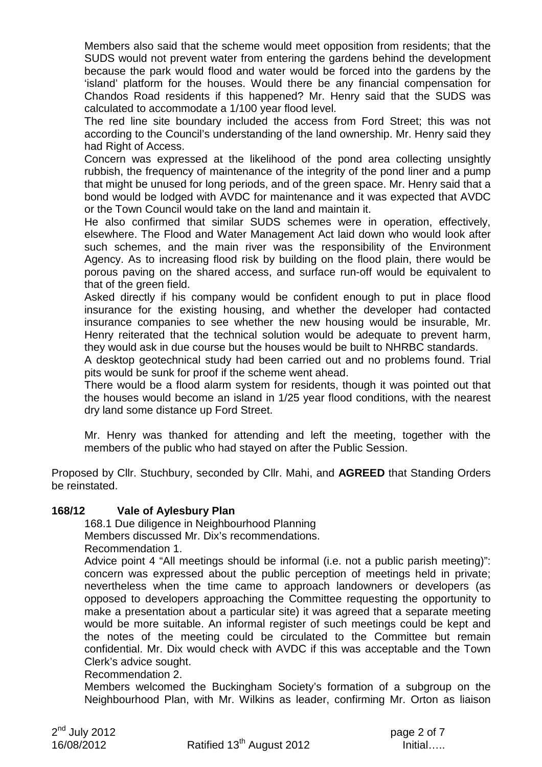Members also said that the scheme would meet opposition from residents; that the SUDS would not prevent water from entering the gardens behind the development because the park would flood and water would be forced into the gardens by the 'island' platform for the houses. Would there be any financial compensation for Chandos Road residents if this happened? Mr. Henry said that the SUDS was calculated to accommodate a 1/100 year flood level.

The red line site boundary included the access from Ford Street; this was not according to the Council's understanding of the land ownership. Mr. Henry said they had Right of Access.

Concern was expressed at the likelihood of the pond area collecting unsightly rubbish, the frequency of maintenance of the integrity of the pond liner and a pump that might be unused for long periods, and of the green space. Mr. Henry said that a bond would be lodged with AVDC for maintenance and it was expected that AVDC or the Town Council would take on the land and maintain it.

He also confirmed that similar SUDS schemes were in operation, effectively, elsewhere. The Flood and Water Management Act laid down who would look after such schemes, and the main river was the responsibility of the Environment Agency. As to increasing flood risk by building on the flood plain, there would be porous paving on the shared access, and surface run-off would be equivalent to that of the green field.

Asked directly if his company would be confident enough to put in place flood insurance for the existing housing, and whether the developer had contacted insurance companies to see whether the new housing would be insurable, Mr. Henry reiterated that the technical solution would be adequate to prevent harm, they would ask in due course but the houses would be built to NHRBC standards.

A desktop geotechnical study had been carried out and no problems found. Trial pits would be sunk for proof if the scheme went ahead.

There would be a flood alarm system for residents, though it was pointed out that the houses would become an island in 1/25 year flood conditions, with the nearest dry land some distance up Ford Street.

Mr. Henry was thanked for attending and left the meeting, together with the members of the public who had stayed on after the Public Session.

Proposed by Cllr. Stuchbury, seconded by Cllr. Mahi, and **AGREED** that Standing Orders be reinstated.

**168/12 Vale of Aylesbury Plan**

168.1 Due diligence in Neighbourhood Planning

Members discussed Mr. Dix's recommendations.

Recommendation 1.

Advice point 4 "All meetings should be informal (i.e. not a public parish meeting)": concern was expressed about the public perception of meetings held in private; nevertheless when the time came to approach landowners or developers (as opposed to developers approaching the Committee requesting the opportunity to make a presentation about a particular site) it was agreed that a separate meeting would be more suitable. An informal register of such meetings could be kept and the notes of the meeting could be circulated to the Committee but remain confidential. Mr. Dix would check with AVDC if this was acceptable and the Town Clerk's advice sought.

Recommendation 2.

Members welcomed the Buckingham Society's formation of a subgroup on the Neighbourhood Plan, with Mr. Wilkins as leader, confirming Mr. Orton as liaison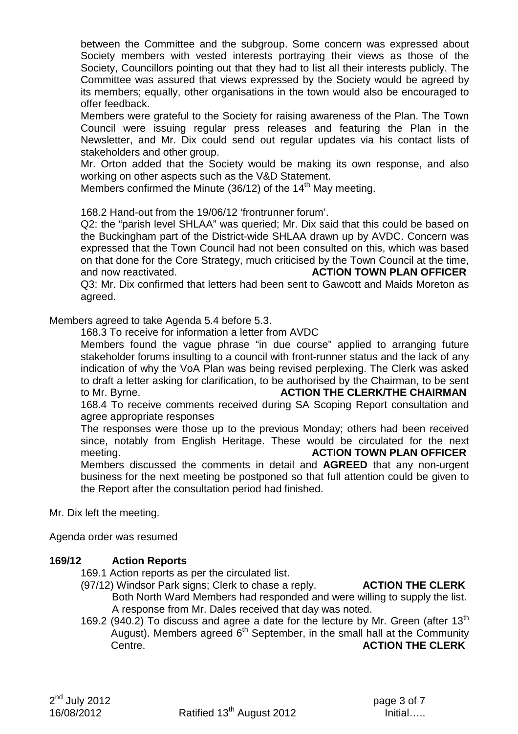between the Committee and the subgroup. Some concern was expressed about Society members with vested interests portraying their views as those of the Society, Councillors pointing out that they had to list all their interests publicly. The Committee was assured that views expressed by the Society would be agreed by its members; equally, other organisations in the town would also be encouraged to offer feedback.

Members were grateful to the Society for raising awareness of the Plan. The Town Council were issuing regular press releases and featuring the Plan in the Newsletter, and Mr. Dix could send out regular updates via his contact lists of stakeholders and other group.

Mr. Orton added that the Society would be making its own response, and also working on other aspects such as the V&D Statement.

Members confirmed the Minute (36/12) of the 14th May meeting.

168.2 Hand-out from the 19/06/12 'frontrunner forum'.

Q2: the "parish level SHLAA" was queried; Mr. Dix said that this could be based on the Buckingham part of the District-wide SHLAA drawn up by AVDC. Concern was expressed that the Town Council had not been consulted on this, which was based on that done for the Core Strategy, much criticised by the Town Council at the time, and now reactivated. **ACTION TOWN PLAN OFFICER**

Q3: Mr. Dix confirmed that letters had been sent to Gawcott and Maids Moreton as agreed.

Members agreed to take Agenda 5.4 before 5.3.

168.3 To receive for information a letter from AVDC

Members found the vague phrase "in due course" applied to arranging future stakeholder forums insulting to a council with front-runner status and the lack of any indication of why the VoA Plan was being revised perplexing. The Clerk was asked to draft a letter asking for clarification, to be authorised by the Chairman, to be sent to Mr. Byrne. **ACTION THE CLERK/THE CHAIRMAN**

168.4 To receive comments received during SA Scoping Report consultation and agree appropriate responses

The responses were those up to the previous Monday; others had been received since, notably from English Heritage. These would be circulated for the next meeting. **ACTION TOWN PLAN OFFICER**

Members discussed the comments in detail and **AGREED** that any non-urgent business for the next meeting be postponed so that full attention could be given to the Report after the consultation period had finished.

Mr. Dix left the meeting.

Agenda order was resumed

**169/12 Action Reports**

169.1 Action reports as per the circulated list.

(97/12) Windsor Park signs; Clerk to chase a reply. **ACTION THE CLERK**

Both North Ward Members had responded and were willing to supply the list. A response from Mr. Dales received that day was noted.

169.2 (940.2) To discuss and agree a date for the lecture by Mr. Green (after 13th August). Members agreed 6th September, in the small hall at the Community Centre. **ACTION THE CLERK**

2nd July 2012
16/08/2012 Ratified 13th August 2012 Initial…..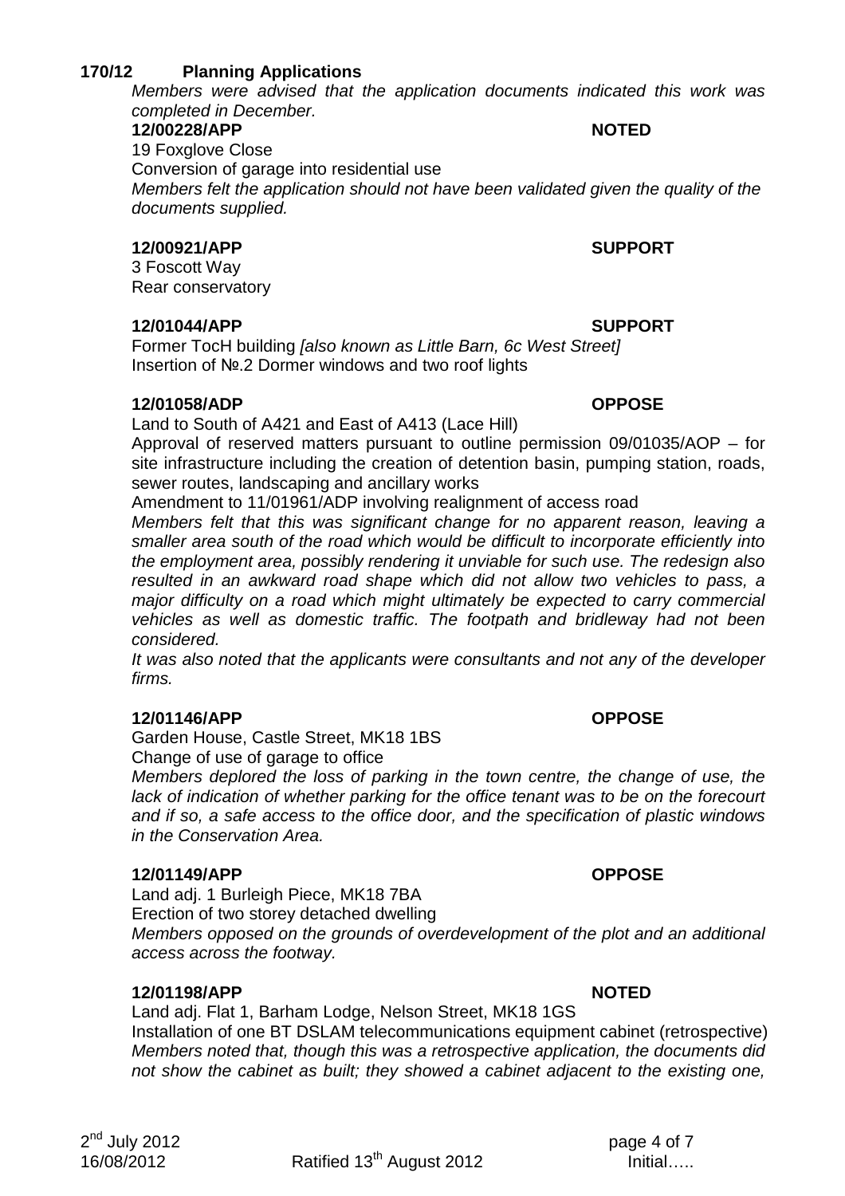## 170/12 Planning Applications

*Members were advised that the application documents indicated this work was completed in December.*

**12/00228/APP** **NOTED**

19 Foxglove Close
Conversion of garage into residential use
*Members felt the application should not have been validated given the quality of the documents supplied.*

**12/00921/APP** **SUPPORT**

3 Foscott Way
Rear conservatory

**12/01044/APP** **SUPPORT**

Former TocH building *[also known as Little Barn, 6c West Street]*
Insertion of №.2 Dormer windows and two roof lights

**12/01058/ADP** **OPPOSE**

Land to South of A421 and East of A413 (Lace Hill)
Approval of reserved matters pursuant to outline permission 09/01035/AOP – for site infrastructure including the creation of detention basin, pumping station, roads, sewer routes, landscaping and ancillary works
Amendment to 11/01961/ADP involving realignment of access road
*Members felt that this was significant change for no apparent reason, leaving a smaller area south of the road which would be difficult to incorporate efficiently into the employment area, possibly rendering it unviable for such use. The redesign also resulted in an awkward road shape which did not allow two vehicles to pass, a major difficulty on a road which might ultimately be expected to carry commercial vehicles as well as domestic traffic. The footpath and bridleway had not been considered.*
*It was also noted that the applicants were consultants and not any of the developer firms.*

**12/01146/APP** **OPPOSE**

Garden House, Castle Street, MK18 1BS
Change of use of garage to office
*Members deplored the loss of parking in the town centre, the change of use, the lack of indication of whether parking for the office tenant was to be on the forecourt and if so, a safe access to the office door, and the specification of plastic windows in the Conservation Area.*

**12/01149/APP** **OPPOSE**

Land adj. 1 Burleigh Piece, MK18 7BA
Erection of two storey detached dwelling
*Members opposed on the grounds of overdevelopment of the plot and an additional access across the footway.*

**12/01198/APP** **NOTED**

Land adj. Flat 1, Barham Lodge, Nelson Street, MK18 1GS
Installation of one BT DSLAM telecommunications equipment cabinet (retrospective)
*Members noted that, though this was a retrospective application, the documents did not show the cabinet as built; they showed a cabinet adjacent to the existing one,*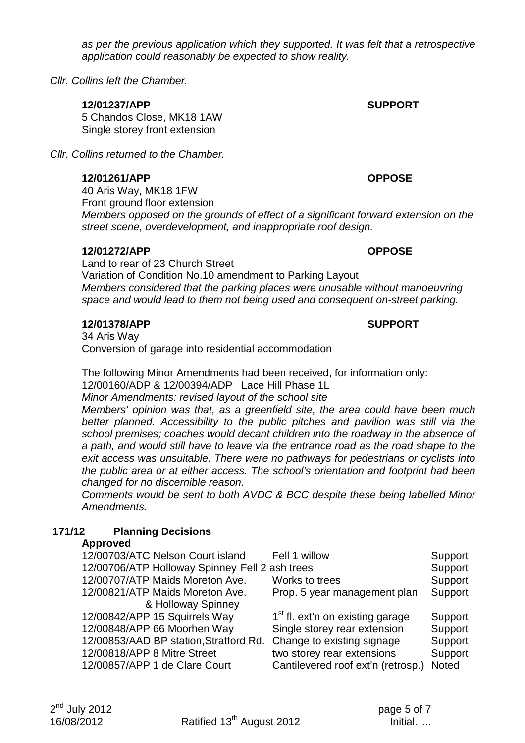*as per the previous application which they supported. It was felt that a retrospective application could reasonably be expected to show reality.*

*Cllr. Collins left the Chamber.*

**12/01237/APP** **SUPPORT**
5 Chandos Close, MK18 1AW
Single storey front extension

*Cllr. Collins returned to the Chamber.*

**12/01261/APP** **OPPOSE**
40 Aris Way, MK18 1FW
Front ground floor extension
*Members opposed on the grounds of effect of a significant forward extension on the street scene, overdevelopment, and inappropriate roof design.*

**12/01272/APP** **OPPOSE**
Land to rear of 23 Church Street
Variation of Condition No.10 amendment to Parking Layout
*Members considered that the parking places were unusable without manoeuvring space and would lead to them not being used and consequent on-street parking.*

**12/01378/APP** **SUPPORT**
34 Aris Way
Conversion of garage into residential accommodation

The following Minor Amendments had been received, for information only:
12/00160/ADP & 12/00394/ADP Lace Hill Phase 1L
*Minor Amendments: revised layout of the school site*
*Members' opinion was that, as a greenfield site, the area could have been much better planned. Accessibility to the public pitches and pavilion was still via the school premises; coaches would decant children into the roadway in the absence of a path, and would still have to leave via the entrance road as the road shape to the exit access was unsuitable. There were no pathways for pedestrians or cyclists into the public area or at either access. The school's orientation and footprint had been changed for no discernible reason.*
*Comments would be sent to both AVDC & BCC despite these being labelled Minor Amendments.*

## 171/12 Planning Decisions

**Approved**

| | | |
|---|---|---|
| 12/00703/ATC Nelson Court island | Fell 1 willow | Support |
| 12/00706/ATP Holloway Spinney | Fell 2 ash trees | Support |
| 12/00707/ATP Maids Moreton Ave. | Works to trees | Support |
| 12/00821/ATP Maids Moreton Ave. & Holloway Spinney | Prop. 5 year management plan | Support |
| 12/00842/APP 15 Squirrels Way | 1st fl. ext'n on existing garage | Support |
| 12/00848/APP 66 Moorhen Way | Single storey rear extension | Support |
| 12/00853/AAD BP station, Stratford Rd. | Change to existing signage | Support |
| 12/00818/APP 8 Mitre Street | two storey rear extensions | Support |
| 12/00857/APP 1 de Clare Court | Cantilevered roof ext'n (retrosp.) | Noted |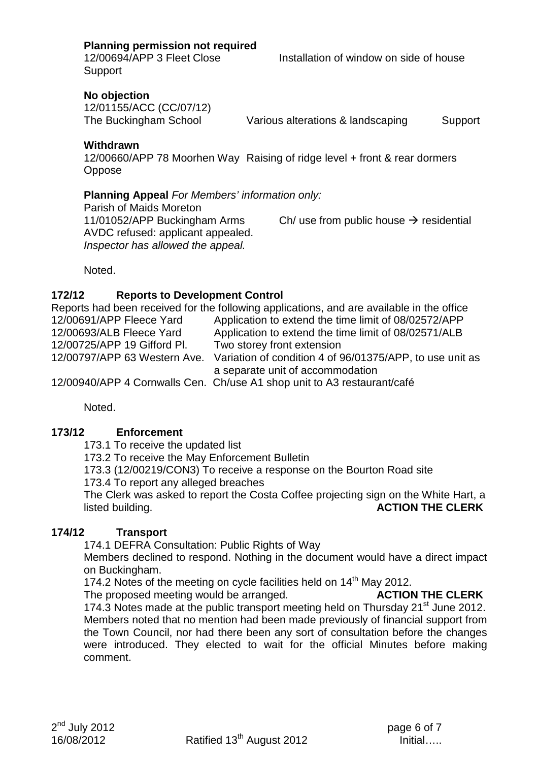**Planning permission not required**

12/00694/APP 3 Fleet Close Installation of window on side of house
Support

**No objection**

12/01155/ACC (CC/07/12)
The Buckingham School Various alterations & landscaping Support

**Withdrawn**

12/00660/APP 78 Moorhen Way Raising of ridge level + front & rear dormers
Oppose

**Planning Appeal** *For Members' information only:*

Parish of Maids Moreton
11/01052/APP Buckingham Arms Ch/ use from public house → residential
AVDC refused: applicant appealed.
*Inspector has allowed the appeal.*

Noted.

## 172/12 Reports to Development Control

Reports had been received for the following applications, and are available in the office

| | |
|---|---|
| 12/00691/APP Fleece Yard | Application to extend the time limit of 08/02572/APP |
| 12/00693/ALB Fleece Yard | Application to extend the time limit of 08/02571/ALB |
| 12/00725/APP 19 Gifford Pl. | Two storey front extension |
| 12/00797/APP 63 Western Ave. | Variation of condition 4 of 96/01375/APP, to use unit as a separate unit of accommodation |
| 12/00940/APP 4 Cornwalls Cen. | Ch/use A1 shop unit to A3 restaurant/café |

Noted.

## 173/12 Enforcement

173.1 To receive the updated list

173.2 To receive the May Enforcement Bulletin

173.3 (12/00219/CON3) To receive a response on the Bourton Road site

173.4 To report any alleged breaches

The Clerk was asked to report the Costa Coffee projecting sign on the White Hart, a listed building. **ACTION THE CLERK**

## 174/12 Transport

174.1 DEFRA Consultation: Public Rights of Way

Members declined to respond. Nothing in the document would have a direct impact on Buckingham.

174.2 Notes of the meeting on cycle facilities held on 14th May 2012.

The proposed meeting would be arranged. **ACTION THE CLERK**

174.3 Notes made at the public transport meeting held on Thursday 21st June 2012. Members noted that no mention had been made previously of financial support from the Town Council, nor had there been any sort of consultation before the changes were introduced. They elected to wait for the official Minutes before making comment.

2nd July 2012
16/08/2012 Ratified 13th August 2012 Initial…..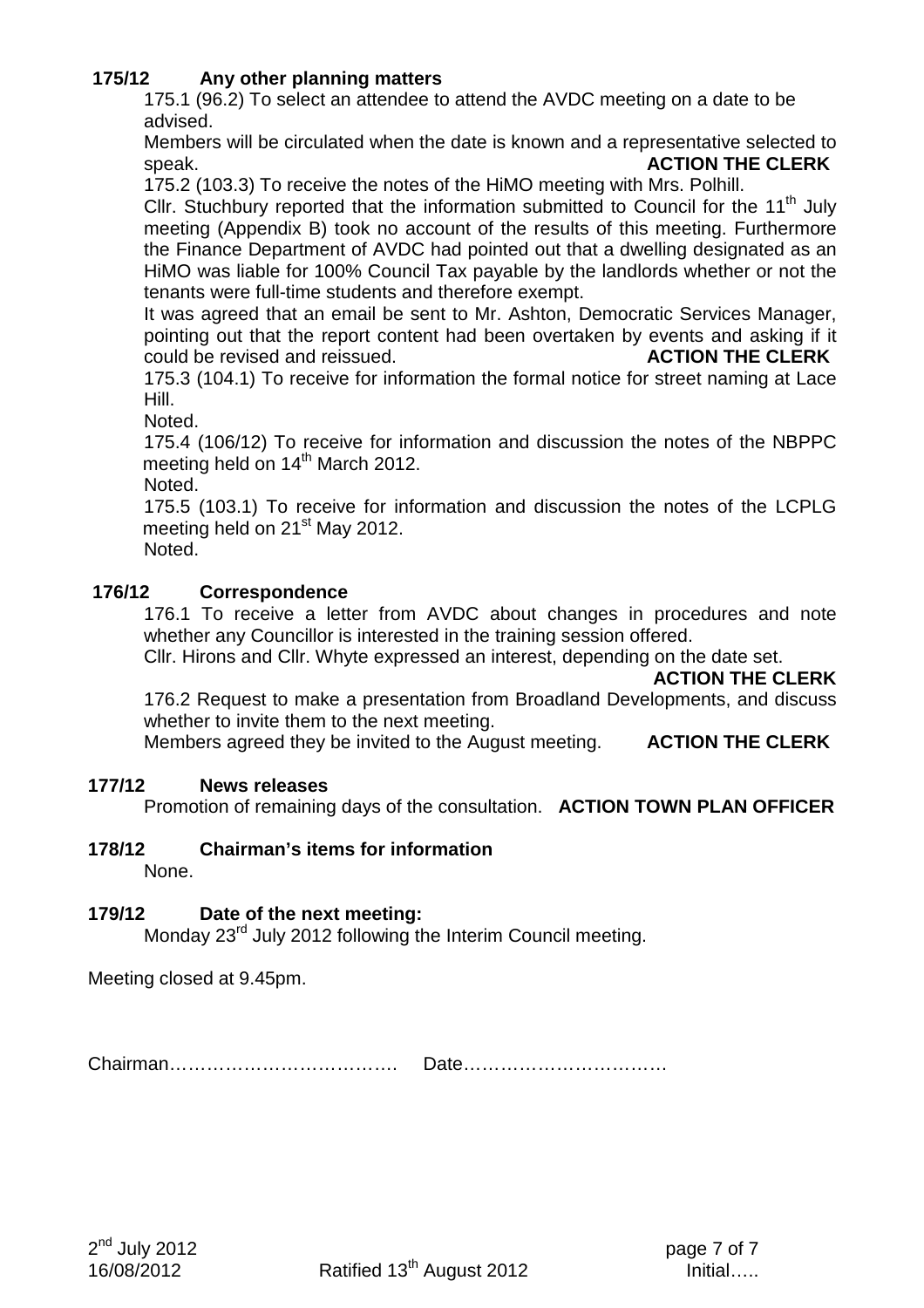**175/12 Any other planning matters**

175.1 (96.2) To select an attendee to attend the AVDC meeting on a date to be advised.

Members will be circulated when the date is known and a representative selected to speak. **ACTION THE CLERK**

175.2 (103.3) To receive the notes of the HiMO meeting with Mrs. Polhill.

Cllr. Stuchbury reported that the information submitted to Council for the 11th July meeting (Appendix B) took no account of the results of this meeting. Furthermore the Finance Department of AVDC had pointed out that a dwelling designated as an HiMO was liable for 100% Council Tax payable by the landlords whether or not the tenants were full-time students and therefore exempt.

It was agreed that an email be sent to Mr. Ashton, Democratic Services Manager, pointing out that the report content had been overtaken by events and asking if it could be revised and reissued. **ACTION THE CLERK**

175.3 (104.1) To receive for information the formal notice for street naming at Lace Hill.

Noted.

175.4 (106/12) To receive for information and discussion the notes of the NBPPC meeting held on 14th March 2012.

Noted.

175.5 (103.1) To receive for information and discussion the notes of the LCPLG meeting held on 21st May 2012.

Noted.

**176/12 Correspondence**

176.1 To receive a letter from AVDC about changes in procedures and note whether any Councillor is interested in the training session offered.

Cllr. Hirons and Cllr. Whyte expressed an interest, depending on the date set.

**ACTION THE CLERK**

176.2 Request to make a presentation from Broadland Developments, and discuss whether to invite them to the next meeting.

Members agreed they be invited to the August meeting. **ACTION THE CLERK**

**177/12 News releases**

Promotion of remaining days of the consultation. **ACTION TOWN PLAN OFFICER**

**178/12 Chairman's items for information**

None.

**179/12 Date of the next meeting:**

Monday 23rd July 2012 following the Interim Council meeting.

Meeting closed at 9.45pm.

Chairman………………………………. Date……………………………

2nd July 2012

16/08/2012 Ratified 13th August 2012 Initial…..